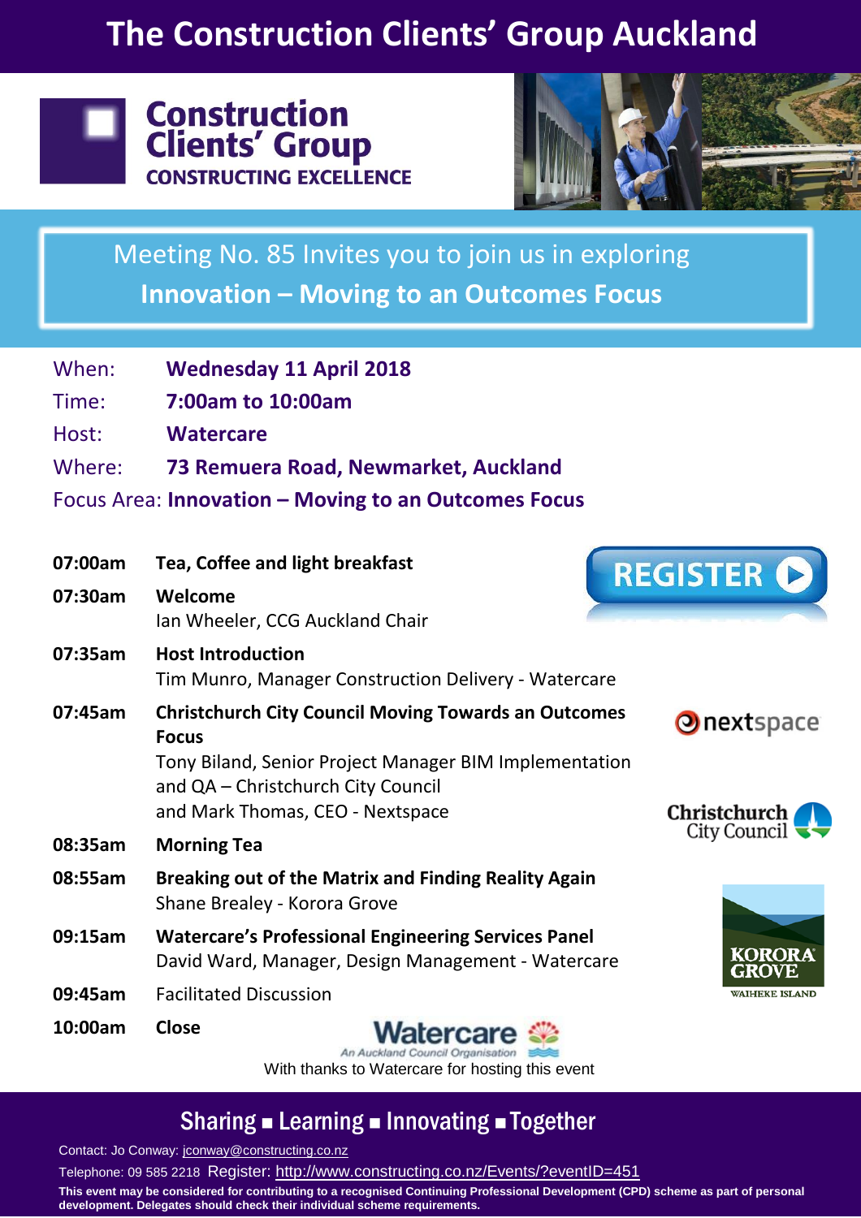# The Construction Clients' Group Auckland

**Construction Clients' Group**
**CONSTRUCTING EXCELLENCE**

Meeting No. 85 Invites you to join us in exploring
**Innovation – Moving to an Outcomes Focus**

When: **Wednesday 11 April 2018**
Time: **7:00am to 10:00am**
Host: **Watercare**
Where: **73 Remuera Road, Newmarket, Auckland**
Focus Area: **Innovation – Moving to an Outcomes Focus**

**REGISTER**

**07:00am** **Tea, Coffee and light breakfast**

**07:30am** **Welcome**
Ian Wheeler, CCG Auckland Chair

**07:35am** **Host Introduction**
Tim Munro, Manager Construction Delivery - Watercare

**07:45am** **Christchurch City Council Moving Towards an Outcomes Focus**
Tony Biland, Senior Project Manager BIM Implementation and QA – Christchurch City Council
and Mark Thomas, CEO - Nextspace

**08:35am** **Morning Tea**

**08:55am** **Breaking out of the Matrix and Finding Reality Again**
Shane Brealey - Korora Grove

**09:15am** **Watercare's Professional Engineering Services Panel**
David Ward, Manager, Design Management - Watercare

**09:45am** Facilitated Discussion

**10:00am** **Close**

nextspace

Christchurch City Council

KORORA GROVE
WAIHEKE ISLAND

Watercare
An Auckland Council Organisation

With thanks to Watercare for hosting this event

## Sharing ■ Learning ■ Innovating ■ Together

Contact: Jo Conway: jconway@constructing.co.nz

Telephone: 09 585 2218 Register: http://www.constructing.co.nz/Events/?eventID=451

**This event may be considered for contributing to a recognised Continuing Professional Development (CPD) scheme as part of personal development. Delegates should check their individual scheme requirements.**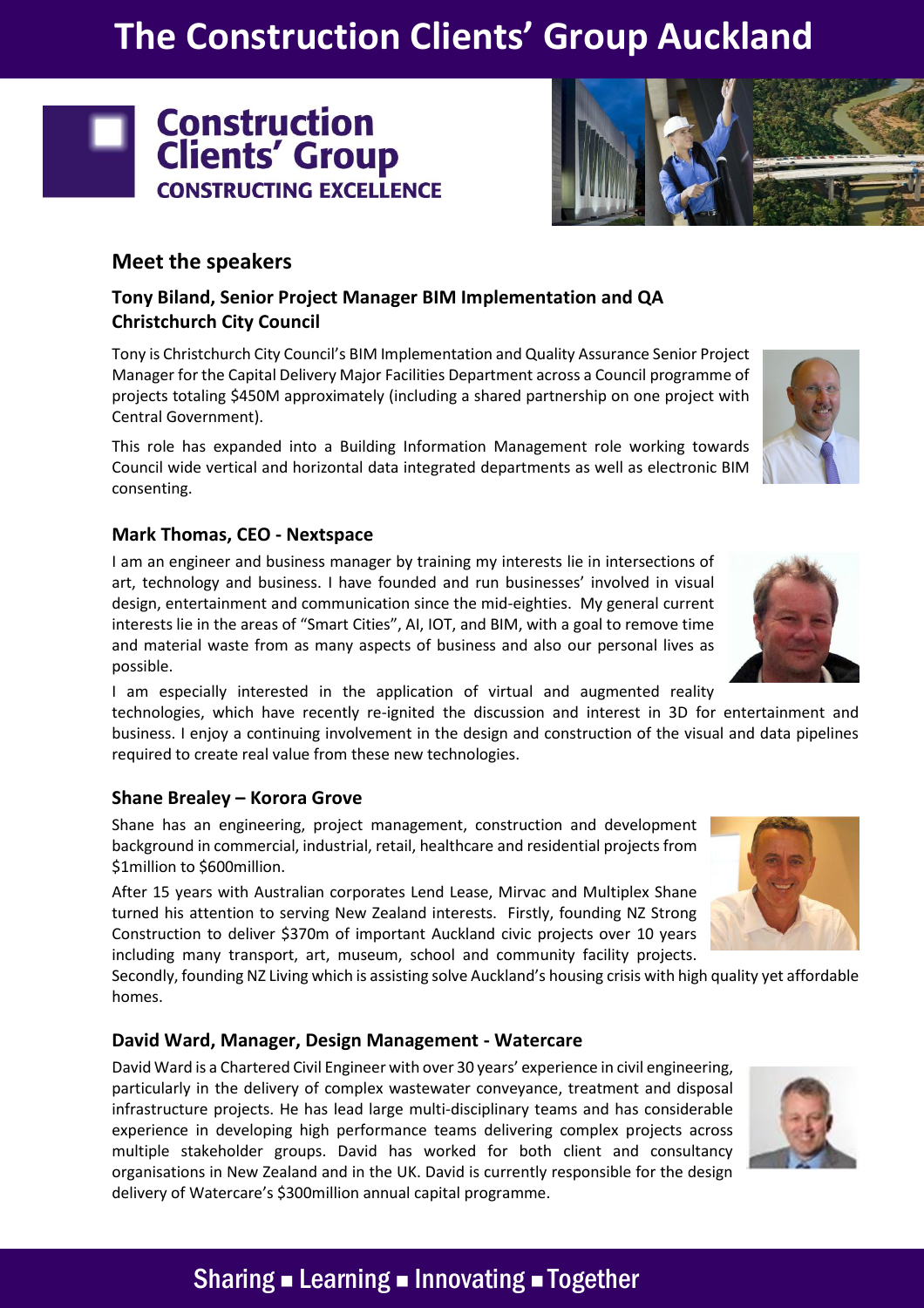# The Construction Clients' Group Auckland

**Construction Clients' Group**
**CONSTRUCTING EXCELLENCE**

## Meet the speakers

### Tony Biland, Senior Project Manager BIM Implementation and QA Christchurch City Council

Tony is Christchurch City Council's BIM Implementation and Quality Assurance Senior Project Manager for the Capital Delivery Major Facilities Department across a Council programme of projects totaling $450M approximately (including a shared partnership on one project with Central Government).

This role has expanded into a Building Information Management role working towards Council wide vertical and horizontal data integrated departments as well as electronic BIM consenting.

### Mark Thomas, CEO - Nextspace

I am an engineer and business manager by training my interests lie in intersections of art, technology and business. I have founded and run businesses' involved in visual design, entertainment and communication since the mid-eighties. My general current interests lie in the areas of "Smart Cities", AI, IOT, and BIM, with a goal to remove time and material waste from as many aspects of business and also our personal lives as possible.

I am especially interested in the application of virtual and augmented reality technologies, which have recently re-ignited the discussion and interest in 3D for entertainment and business. I enjoy a continuing involvement in the design and construction of the visual and data pipelines required to create real value from these new technologies.

### Shane Brealey – Korora Grove

Shane has an engineering, project management, construction and development background in commercial, industrial, retail, healthcare and residential projects from $1million to $600million.

After 15 years with Australian corporates Lend Lease, Mirvac and Multiplex Shane turned his attention to serving New Zealand interests. Firstly, founding NZ Strong Construction to deliver $370m of important Auckland civic projects over 10 years including many transport, art, museum, school and community facility projects. Secondly, founding NZ Living which is assisting solve Auckland's housing crisis with high quality yet affordable homes.

### David Ward, Manager, Design Management - Watercare

David Ward is a Chartered Civil Engineer with over 30 years' experience in civil engineering, particularly in the delivery of complex wastewater conveyance, treatment and disposal infrastructure projects. He has lead large multi-disciplinary teams and has considerable experience in developing high performance teams delivering complex projects across multiple stakeholder groups. David has worked for both client and consultancy organisations in New Zealand and in the UK. David is currently responsible for the design delivery of Watercare's $300million annual capital programme.

Sharing ■ Learning ■ Innovating ■ Together